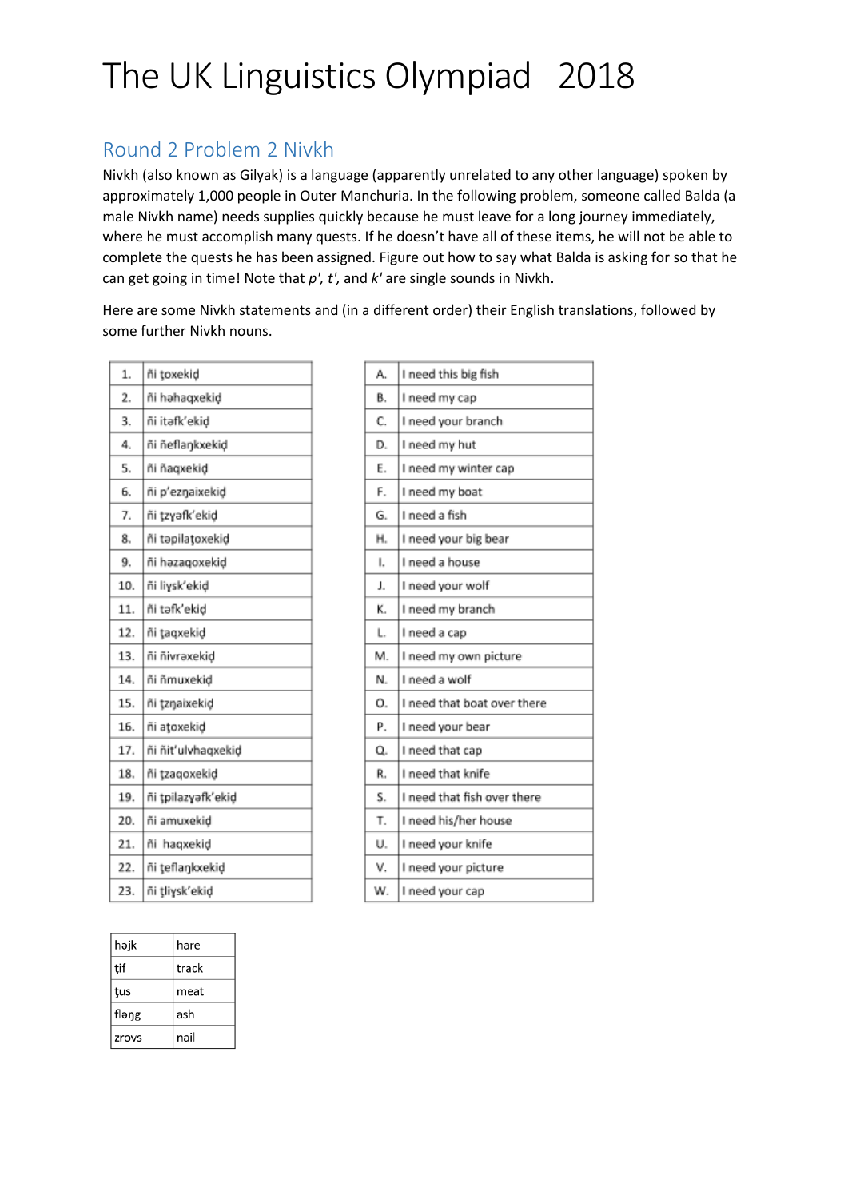# The UK Linguistics Olympiad 2018

## Round 2 Problem 2 Nivkh

Nivkh (also known as Gilyak) is a language (apparently unrelated to any other language) spoken by approximately 1,000 people in Outer Manchuria. In the following problem, someone called Balda (a male Nivkh name) needs supplies quickly because he must leave for a long journey immediately, where he must accomplish many quests. If he doesn't have all of these items, he will not be able to complete the quests he has been assigned. Figure out how to say what Balda is asking for so that he can get going in time! Note that *p', t',* and *k'* are single sounds in Nivkh.

Here are some Nivkh statements and (in a different order) their English translations, followed by some further Nivkh nouns.

| | |
|---|---|
| 1. | ñi ţoxekiḑ |
| 2. | ñi hahaqxekiḑ |
| 3. | ñi itəfk'ekiḑ |
| 4. | ñi ñeflaŋkxekiḑ |
| 5. | ñi ñaqxekiḑ |
| 6. | ñi p'ezŋaixekiḑ |
| 7. | ñi ţzɣəfk'ekiḑ |
| 8. | ñi təpilaţoxekiḑ |
| 9. | ñi həzaqoxekiḑ |
| 10. | ñi liɣsk'ekiḑ |
| 11. | ñi təfk'ekiḑ |
| 12. | ñi ţaqxekiḑ |
| 13. | ñi ñivrəxekiḑ |
| 14. | ñi ñmuxekiḑ |
| 15. | ñi ţzŋaixekiḑ |
| 16. | ñi aţoxekiḑ |
| 17. | ñi ñit'ulvhaqxekiḑ |
| 18. | ñi ţzaqoxekiḑ |
| 19. | ñi ţpilazɣəfk'ekiḑ |
| 20. | ñi amuxekiḑ |
| 21. | ñi haqxekiḑ |
| 22. | ñi ţeflaŋkxekiḑ |
| 23. | ñi ţliɣsk'ekiḑ |

| | |
|---|---|
| A. | I need this big fish |
| B. | I need my cap |
| C. | I need your branch |
| D. | I need my hut |
| E. | I need my winter cap |
| F. | I need my boat |
| G. | I need a fish |
| H. | I need your big bear |
| I. | I need a house |
| J. | I need your wolf |
| K. | I need my branch |
| L. | I need a cap |
| M. | I need my own picture |
| N. | I need a wolf |
| O. | I need that boat over there |
| P. | I need your bear |
| Q. | I need that cap |
| R. | I need that knife |
| S. | I need that fish over there |
| T. | I need his/her house |
| U. | I need your knife |
| V. | I need your picture |
| W. | I need your cap |

| | |
|---|---|
| həjk | hare |
| ţif | track |
| ţus | meat |
| fləŋg | ash |
| zrovs | nail |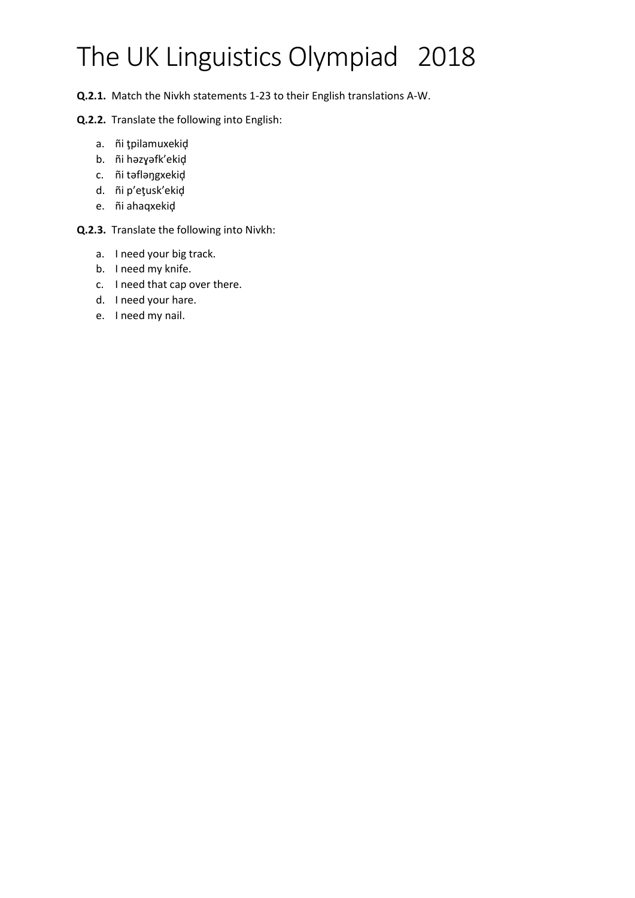# The UK Linguistics Olympiad 2018

**Q.2.1.** Match the Nivkh statements 1-23 to their English translations A-W.

**Q.2.2.** Translate the following into English:

a. ñi ţpilamuxekiḑ
b. ñi həzɣəfk’ekiḑ
c. ñi təfləŋgxekiḑ
d. ñi p’eţusk’ekiḑ
e. ñi ahaqxekiḑ

**Q.2.3.** Translate the following into Nivkh:

a. I need your big track.
b. I need my knife.
c. I need that cap over there.
d. I need your hare.
e. I need my nail.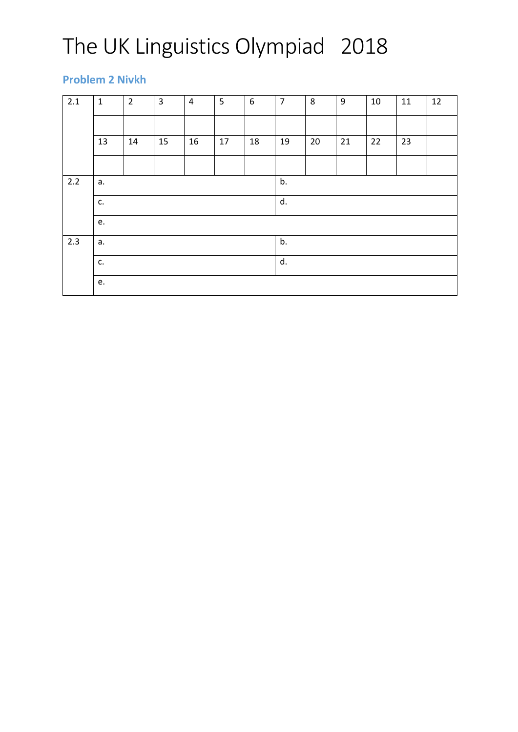# The UK Linguistics Olympiad 2018

### Problem 2 Nivkh

| | | | | | | | | | | | | |
|---|---|---|---|---|---|---|---|---|---|---|---|---|
| 2.1 | 1 | 2 | 3 | 4 | 5 | 6 | 7 | 8 | 9 | 10 | 11 | 12 |
| | | | | | | | | | | | | |
| | 13 | 14 | 15 | 16 | 17 | 18 | 19 | 20 | 21 | 22 | 23 | |
| | | | | | | | | | | | | |
| 2.2 | a. | | | | | | b. | | | | | |
| | c. | | | | | | d. | | | | | |
| | e. | | | | | | | | | | | |
| 2.3 | a. | | | | | | b. | | | | | |
| | c. | | | | | | d. | | | | | |
| | e. | | | | | | | | | | | |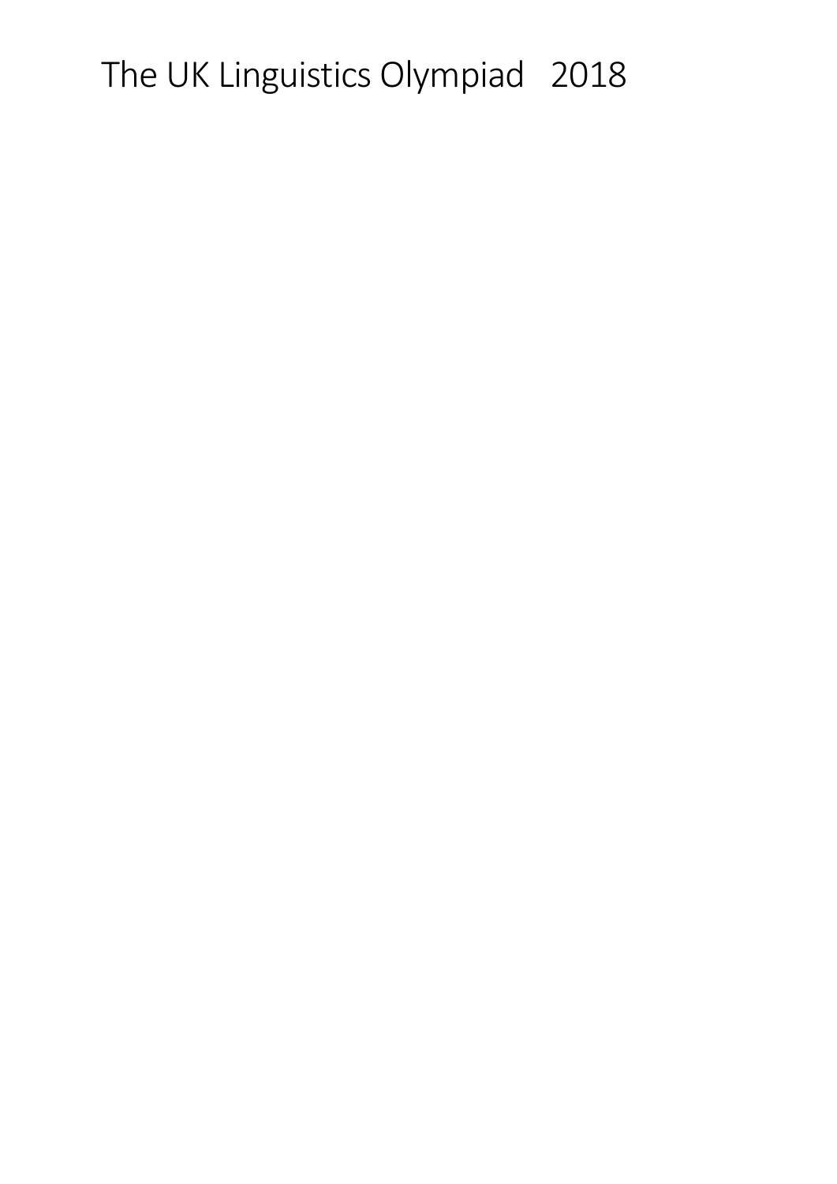The UK Linguistics Olympiad 2018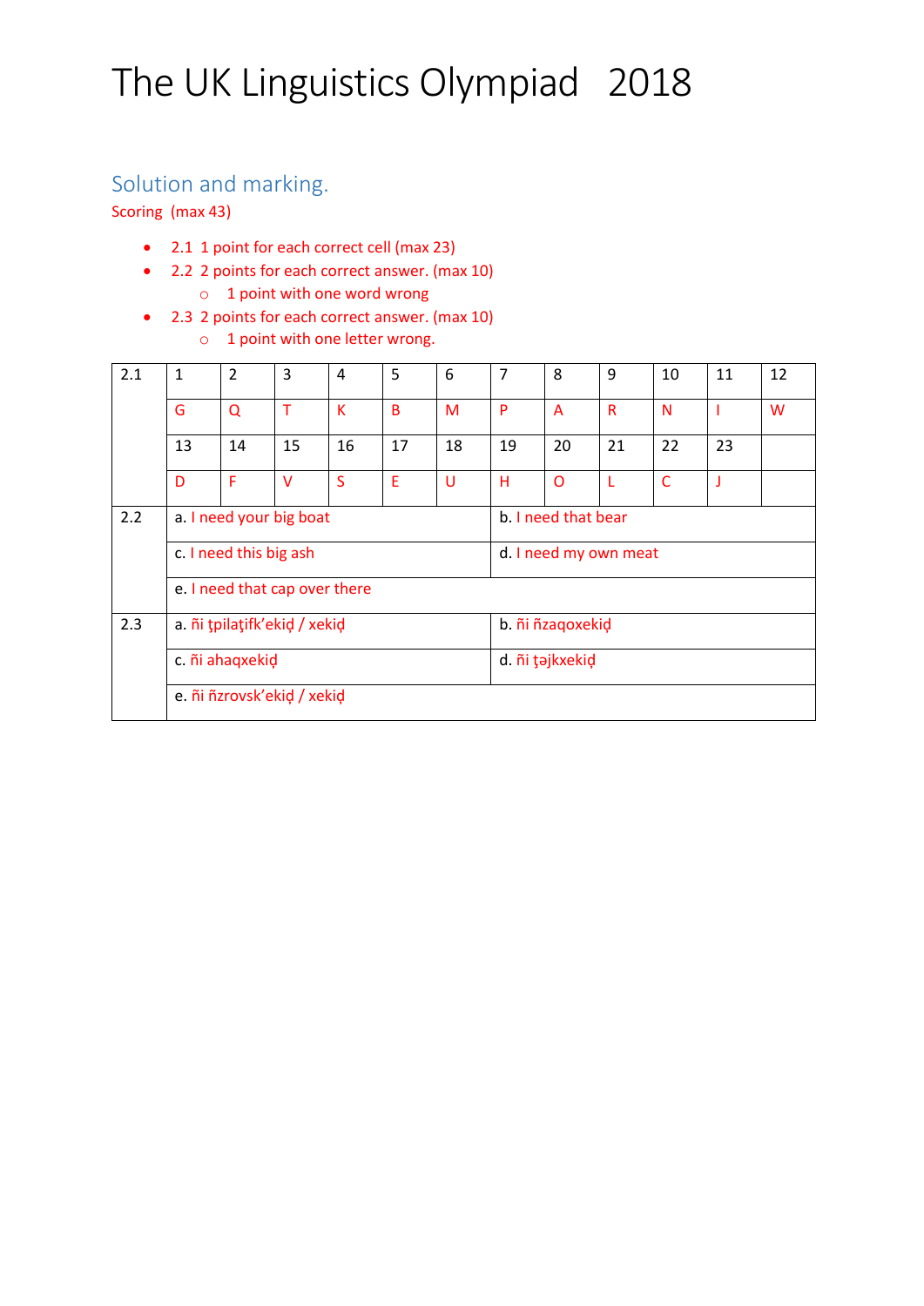# The UK Linguistics Olympiad 2018

## Solution and marking.

Scoring (max 43)

- 2.1 1 point for each correct cell (max 23)
- 2.2 2 points for each correct answer. (max 10)
    - 1 point with one word wrong
- 2.3 2 points for each correct answer. (max 10)
    - 1 point with one letter wrong.

| | | | | | | | | | | | | |
|---|---|---|---|---|---|---|---|---|---|---|---|---|
| 2.1 | 1 | 2 | 3 | 4 | 5 | 6 | 7 | 8 | 9 | 10 | 11 | 12 |
| | G | Q | T | K | B | M | P | A | R | N | I | W |
| | 13 | 14 | 15 | 16 | 17 | 18 | 19 | 20 | 21 | 22 | 23 | |
| | D | F | V | S | E | U | H | O | L | C | J | |

| | | |
|---|---|---|
| 2.2 | a. I need your big boat | b. I need that bear |
| | c. I need this big ash | d. I need my own meat |
| | e. I need that cap over there | |
| 2.3 | a. ñi ţpilaţifk'ekiḍ / xekiḍ | b. ñi ñzaqoxekiḍ |
| | c. ñi ahaqxekiḍ | d. ñi ţəjkxekiḍ |
| | e. ñi ñzrovsk'ekiḍ / xekiḍ | |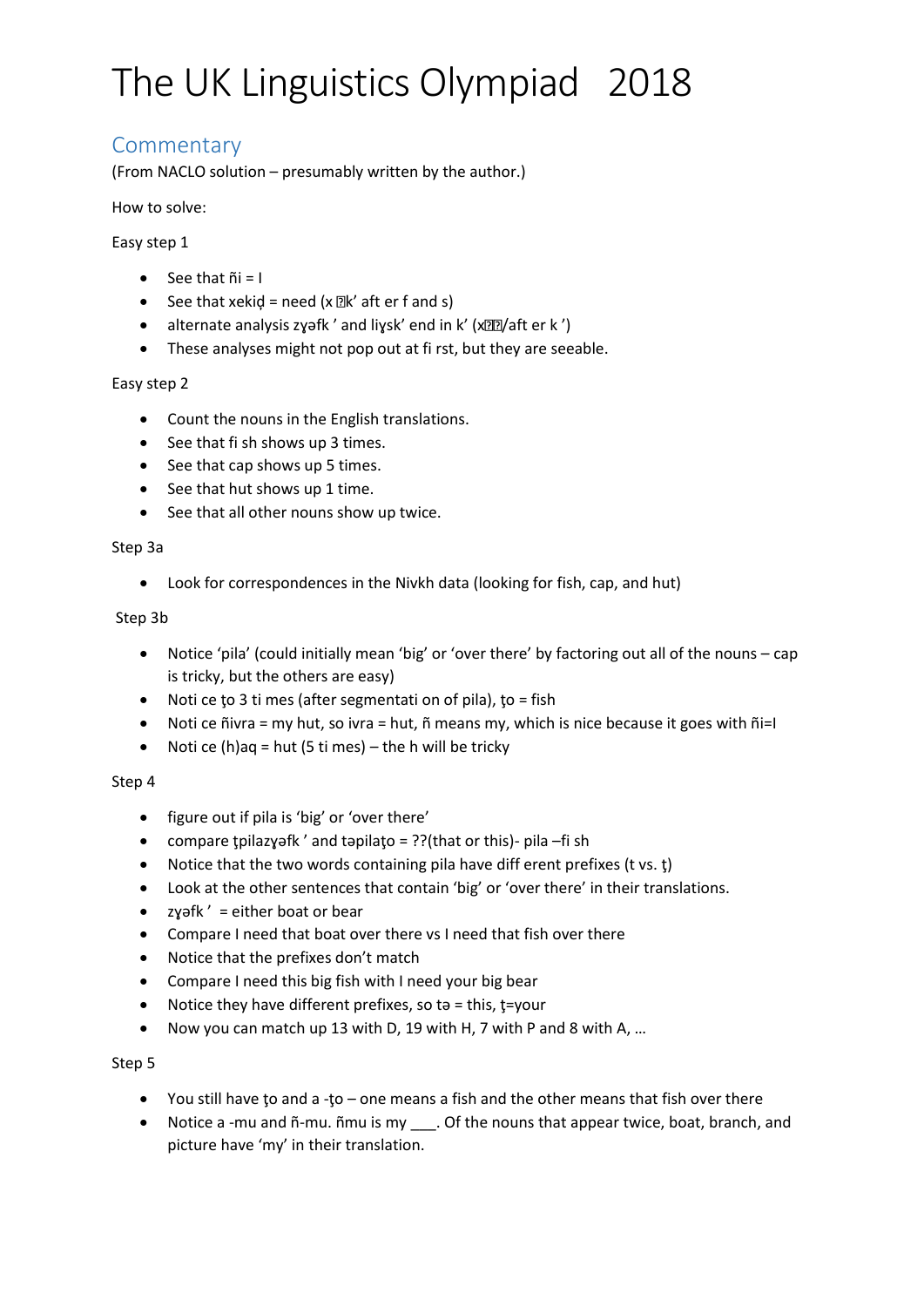# The UK Linguistics Olympiad 2018

## Commentary

(From NACLO solution – presumably written by the author.)

How to solve:

Easy step 1

- See that ñi = I
- See that xekiḍ = need (x ?k' after f and s)
- alternate analysis zɣəfk' and liɣsk' end in k' (x??/aft er k')
- These analyses might not pop out at first, but they are seeable.

Easy step 2

- Count the nouns in the English translations.
- See that fish shows up 3 times.
- See that cap shows up 5 times.
- See that hut shows up 1 time.
- See that all other nouns show up twice.

Step 3a

- Look for correspondences in the Nivkh data (looking for fish, cap, and hut)

Step 3b

- Notice 'pila' (could initially mean 'big' or 'over there' by factoring out all of the nouns – cap is tricky, but the others are easy)
- Notice ţo 3 times (after segmentation of pila), ţo = fish
- Notice ñivra = my hut, so ivra = hut, ñ means my, which is nice because it goes with ñi=I
- Notice (h)aq = hut (5 times) – the h will be tricky

Step 4

- figure out if pila is 'big' or 'over there'
- compare ţpilazɣəfk' and təpilaţo = ??(that or this)- pila –fish
- Notice that the two words containing pila have different prefixes (t vs. ţ)
- Look at the other sentences that contain 'big' or 'over there' in their translations.
- zɣəfk' = either boat or bear
- Compare I need that boat over there vs I need that fish over there
- Notice that the prefixes don't match
- Compare I need this big fish with I need your big bear
- Notice they have different prefixes, so tə = this, ţ=your
- Now you can match up 13 with D, 19 with H, 7 with P and 8 with A, …

Step 5

- You still have ţo and a -ţo – one means a fish and the other means that fish over there
- Notice a -mu and ñ-mu. ñmu is my ___. Of the nouns that appear twice, boat, branch, and picture have 'my' in their translation.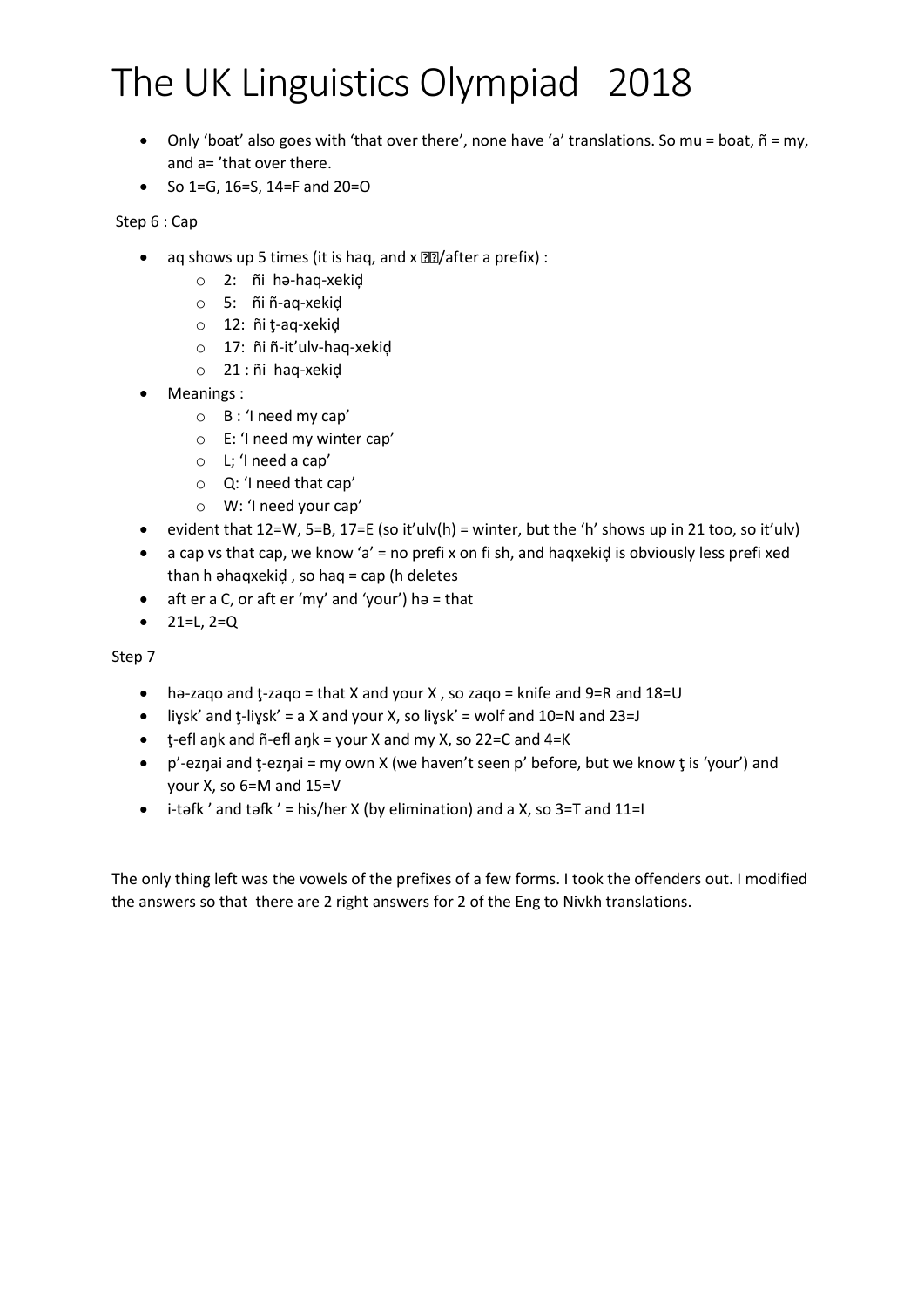# The UK Linguistics Olympiad 2018

- Only 'boat' also goes with 'that over there', none have 'a' translations. So mu = boat, ñ = my, and a= 'that over there.
- So 1=G, 16=S, 14=F and 20=O

Step 6 : Cap

- aq shows up 5 times (it is haq, and x ⍰⍰/after a prefix) :
  - 2: ñi hə-haq-xekiḑ
  - 5: ñi ñ-aq-xekiḑ
  - 12: ñi ţ-aq-xekiḑ
  - 17: ñi ñ-it'ulv-haq-xekiḑ
  - 21 : ñi haq-xekiḑ
- Meanings :
  - B : 'I need my cap'
  - E: 'I need my winter cap'
  - L; 'I need a cap'
  - Q: 'I need that cap'
  - W: 'I need your cap'
- evident that 12=W, 5=B, 17=E (so it'ulv(h) = winter, but the 'h' shows up in 21 too, so it'ulv)
- a cap vs that cap, we know 'a' = no prefi x on fi sh, and haqxekiḑ is obviously less prefi xed than h əhaqxekiḑ , so haq = cap (h deletes
- aft er a C, or aft er 'my' and 'your') hə = that
- 21=L, 2=Q

Step 7

- hə-zaqo and ţ-zaqo = that X and your X , so zaqo = knife and 9=R and 18=U
- liɣsk' and ţ-liɣsk' = a X and your X, so liɣsk' = wolf and 10=N and 23=J
- ţ-efl aŋk and ñ-efl aŋk = your X and my X, so 22=C and 4=K
- p'-ezŋai and ţ-ezŋai = my own X (we haven't seen p' before, but we know ţ is 'your') and your X, so 6=M and 15=V
- i-təfk ' and təfk ' = his/her X (by elimination) and a X, so 3=T and 11=I

The only thing left was the vowels of the prefixes of a few forms. I took the offenders out. I modified the answers so that there are 2 right answers for 2 of the Eng to Nivkh translations.